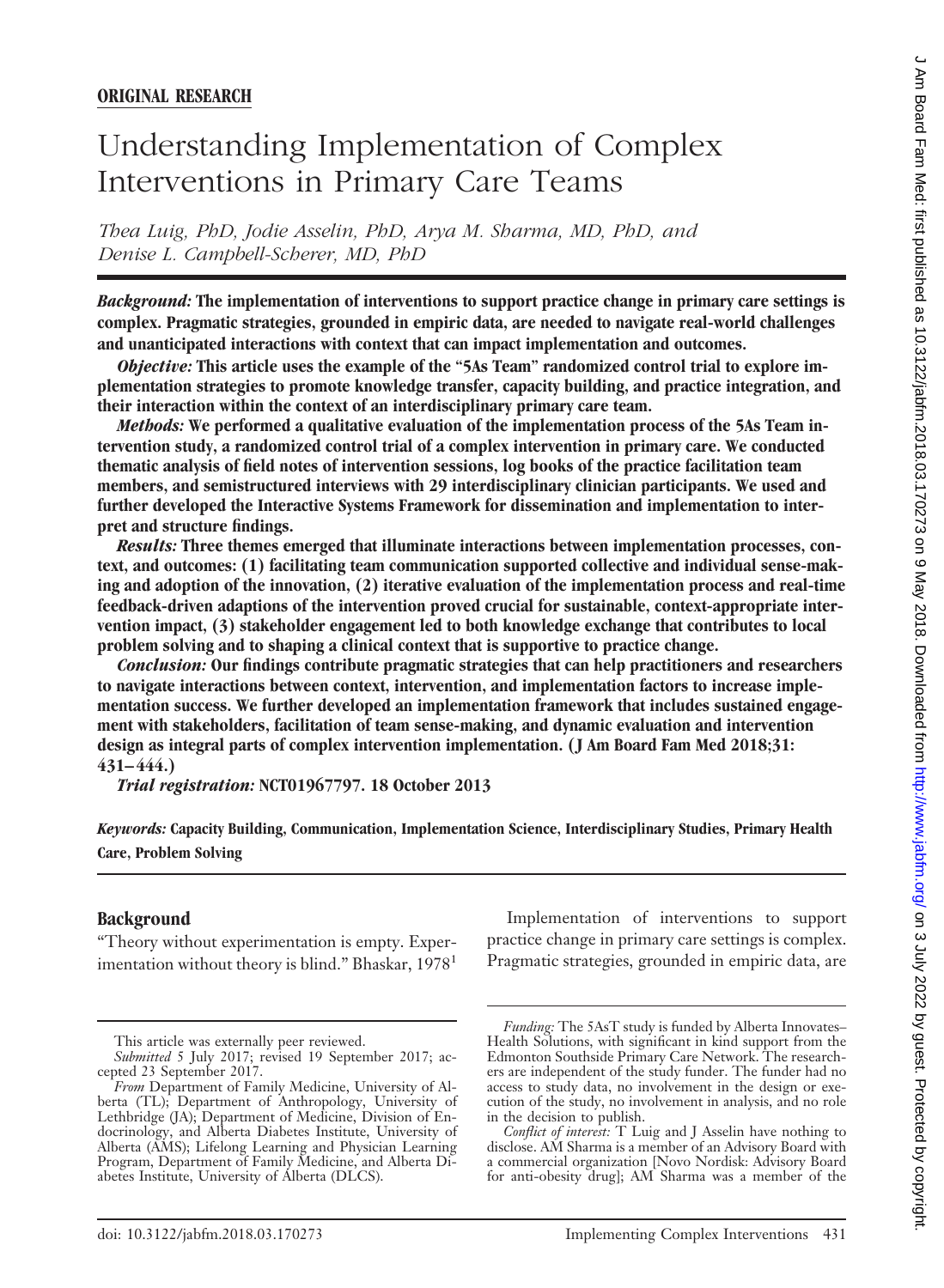**ORIGINAL RESEARCH**

# Understanding Implementation of Complex Interventions in Primary Care Teams

*Thea Luig, PhD, Jodie Asselin, PhD, Arya M. Sharma, MD, PhD, and Denise L. Campbell-Scherer, MD, PhD*

***Background:*** **The implementation of interventions to support practice change in primary care settings is complex. Pragmatic strategies, grounded in empiric data, are needed to navigate real-world challenges and unanticipated interactions with context that can impact implementation and outcomes.**

***Objective:*** **This article uses the example of the "5As Team" randomized control trial to explore implementation strategies to promote knowledge transfer, capacity building, and practice integration, and their interaction within the context of an interdisciplinary primary care team.**

***Methods:*** **We performed a qualitative evaluation of the implementation process of the 5As Team intervention study, a randomized control trial of a complex intervention in primary care. We conducted thematic analysis of field notes of intervention sessions, log books of the practice facilitation team members, and semistructured interviews with 29 interdisciplinary clinician participants. We used and further developed the Interactive Systems Framework for dissemination and implementation to interpret and structure findings.**

***Results:*** **Three themes emerged that illuminate interactions between implementation processes, context, and outcomes: (1) facilitating team communication supported collective and individual sense-making and adoption of the innovation, (2) iterative evaluation of the implementation process and real-time feedback-driven adaptions of the intervention proved crucial for sustainable, context-appropriate intervention impact, (3) stakeholder engagement led to both knowledge exchange that contributes to local problem solving and to shaping a clinical context that is supportive to practice change.**

***Conclusion:*** **Our findings contribute pragmatic strategies that can help practitioners and researchers to navigate interactions between context, intervention, and implementation factors to increase implementation success. We further developed an implementation framework that includes sustained engagement with stakeholders, facilitation of team sense-making, and dynamic evaluation and intervention design as integral parts of complex intervention implementation. (J Am Board Fam Med 2018;31: 431–444.)**

***Trial registration:*** **NCT01967797. 18 October 2013**

***Keywords:*** **Capacity Building, Communication, Implementation Science, Interdisciplinary Studies, Primary Health Care, Problem Solving**

## Background

"Theory without experimentation is empty. Experimentation without theory is blind." Bhaskar, 1978[1]

Implementation of interventions to support practice change in primary care settings is complex. Pragmatic strategies, grounded in empiric data, are

This article was externally peer reviewed.

*Submitted* 5 July 2017; revised 19 September 2017; accepted 23 September 2017.

*From* Department of Family Medicine, University of Alberta (TL); Department of Anthropology, University of Lethbridge (JA); Department of Medicine, Division of Endocrinology, and Alberta Diabetes Institute, University of Alberta (AMS); Lifelong Learning and Physician Learning Program, Department of Family Medicine, and Alberta Diabetes Institute, University of Alberta (DLCS).

*Funding:* The 5AsT study is funded by Alberta Innovates–Health Solutions, with significant in kind support from the Edmonton Southside Primary Care Network. The researchers are independent of the study funder. The funder had no access to study data, no involvement in the design or execution of the study, no involvement in analysis, and no role in the decision to publish.

*Conflict of interest:* T Luig and J Asselin have nothing to disclose. AM Sharma is a member of an Advisory Board with a commercial organization [Novo Nordisk: Advisory Board for anti-obesity drug]; AM Sharma was a member of the

doi: 10.3122/jabfm.2018.03.170273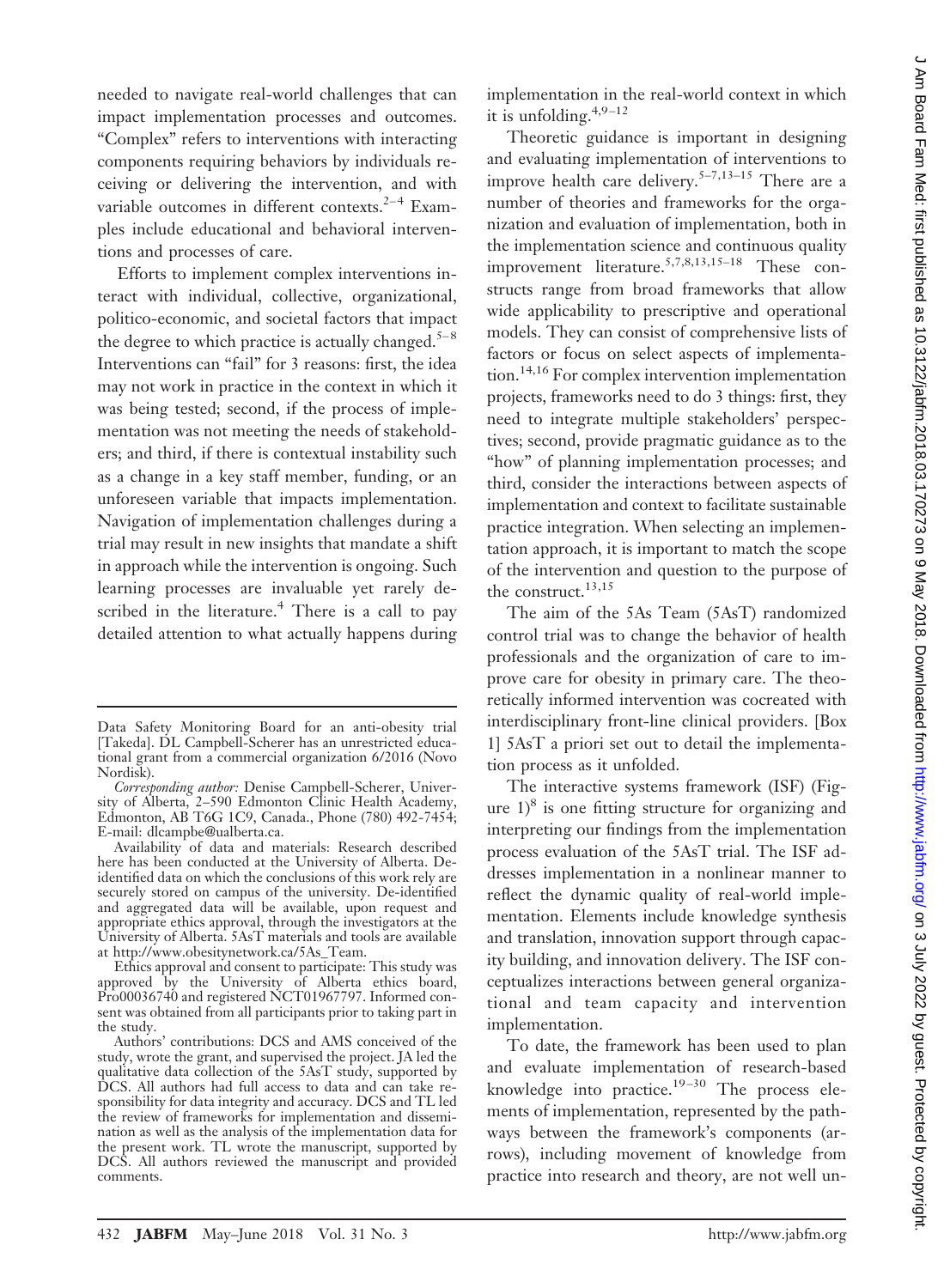needed to navigate real-world challenges that can impact implementation processes and outcomes. "Complex" refers to interventions with interacting components requiring behaviors by individuals receiving or delivering the intervention, and with variable outcomes in different contexts.[2–4] Examples include educational and behavioral interventions and processes of care.

Efforts to implement complex interventions interact with individual, collective, organizational, politico-economic, and societal factors that impact the degree to which practice is actually changed.[5–8] Interventions can "fail" for 3 reasons: first, the idea may not work in practice in the context in which it was being tested; second, if the process of implementation was not meeting the needs of stakeholders; and third, if there is contextual instability such as a change in a key staff member, funding, or an unforeseen variable that impacts implementation. Navigation of implementation challenges during a trial may result in new insights that mandate a shift in approach while the intervention is ongoing. Such learning processes are invaluable yet rarely described in the literature.[4] There is a call to pay detailed attention to what actually happens during implementation in the real-world context in which it is unfolding.[4,9–12]

Theoretic guidance is important in designing and evaluating implementation of interventions to improve health care delivery.[5–7,13–15] There are a number of theories and frameworks for the organization and evaluation of implementation, both in the implementation science and continuous quality improvement literature.[5,7,8,13,15–18] These constructs range from broad frameworks that allow wide applicability to prescriptive and operational models. They can consist of comprehensive lists of factors or focus on select aspects of implementation.[14,16] For complex intervention implementation projects, frameworks need to do 3 things: first, they need to integrate multiple stakeholders' perspectives; second, provide pragmatic guidance as to the "how" of planning implementation processes; and third, consider the interactions between aspects of implementation and context to facilitate sustainable practice integration. When selecting an implementation approach, it is important to match the scope of the intervention and question to the purpose of the construct.[13,15]

The aim of the 5As Team (5AsT) randomized control trial was to change the behavior of health professionals and the organization of care to improve care for obesity in primary care. The theoretically informed intervention was cocreated with interdisciplinary front-line clinical providers. [Box 1] 5AsT a priori set out to detail the implementation process as it unfolded.

The interactive systems framework (ISF) (Figure 1)[8] is one fitting structure for organizing and interpreting our findings from the implementation process evaluation of the 5AsT trial. The ISF addresses implementation in a nonlinear manner to reflect the dynamic quality of real-world implementation. Elements include knowledge synthesis and translation, innovation support through capacity building, and innovation delivery. The ISF conceptualizes interactions between general organizational and team capacity and intervention implementation.

To date, the framework has been used to plan and evaluate implementation of research-based knowledge into practice.[19–30] The process elements of implementation, represented by the pathways between the framework's components (arrows), including movement of knowledge from practice into research and theory, are not well un-

---

Data Safety Monitoring Board for an anti-obesity trial [Takeda]. DL Campbell-Scherer has an unrestricted educational grant from a commercial organization 6/2016 (Novo Nordisk).

*Corresponding author:* Denise Campbell-Scherer, University of Alberta, 2–590 Edmonton Clinic Health Academy, Edmonton, AB T6G 1C9, Canada., Phone (780) 492-7454; E-mail: dlcampbe@ualberta.ca.

Availability of data and materials: Research described here has been conducted at the University of Alberta. De-identified data on which the conclusions of this work rely are securely stored on campus of the university. De-identified and aggregated data will be available, upon request and appropriate ethics approval, through the investigators at the University of Alberta. 5AsT materials and tools are available at http://www.obesitynetwork.ca/5As_Team.

Ethics approval and consent to participate: This study was approved by the University of Alberta ethics board, Pro00036740 and registered NCT01967797. Informed consent was obtained from all participants prior to taking part in the study.

Authors' contributions: DCS and AMS conceived of the study, wrote the grant, and supervised the project. JA led the qualitative data collection of the 5AsT study, supported by DCS. All authors had full access to data and can take responsibility for data integrity and accuracy. DCS and TL led the review of frameworks for implementation and dissemination as well as the analysis of the implementation data for the present work. TL wrote the manuscript, supported by DCS. All authors reviewed the manuscript and provided comments.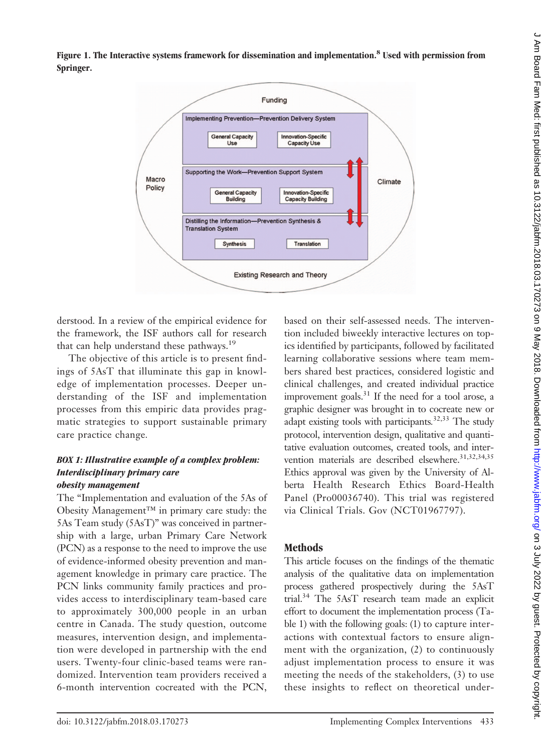**Figure 1. The Interactive systems framework for dissemination and implementation.[8] Used with permission from Springer.**

derstood. In a review of the empirical evidence for the framework, the ISF authors call for research that can help understand these pathways.[19]

The objective of this article is to present findings of 5AsT that illuminate this gap in knowledge of implementation processes. Deeper understanding of the ISF and implementation processes from this empiric data provides pragmatic strategies to support sustainable primary care practice change.

### *BOX 1: Illustrative example of a complex problem: Interdisciplinary primary care obesity management*

The "Implementation and evaluation of the 5As of Obesity Management™ in primary care study: the 5As Team study (5AsT)" was conceived in partnership with a large, urban Primary Care Network (PCN) as a response to the need to improve the use of evidence-informed obesity prevention and management knowledge in primary care practice. The PCN links community family practices and provides access to interdisciplinary team-based care to approximately 300,000 people in an urban centre in Canada. The study question, outcome measures, intervention design, and implementation were developed in partnership with the end users. Twenty-four clinic-based teams were randomized. Intervention team providers received a 6-month intervention cocreated with the PCN, based on their self-assessed needs. The intervention included biweekly interactive lectures on topics identified by participants, followed by facilitated learning collaborative sessions where team members shared best practices, considered logistic and clinical challenges, and created individual practice improvement goals.[31] If the need for a tool arose, a graphic designer was brought in to cocreate new or adapt existing tools with participants.[32,33] The study protocol, intervention design, qualitative and quantitative evaluation outcomes, created tools, and intervention materials are described elsewhere.[31,32,34,35] Ethics approval was given by the University of Alberta Health Research Ethics Board-Health Panel (Pro00036740). This trial was registered via Clinical Trials. Gov (NCT01967797).

## Methods

This article focuses on the findings of the thematic analysis of the qualitative data on implementation process gathered prospectively during the 5AsT trial.[34] The 5AsT research team made an explicit effort to document the implementation process (Table 1) with the following goals: (1) to capture interactions with contextual factors to ensure alignment with the organization, (2) to continuously adjust implementation process to ensure it was meeting the needs of the stakeholders, (3) to use these insights to reflect on theoretical under-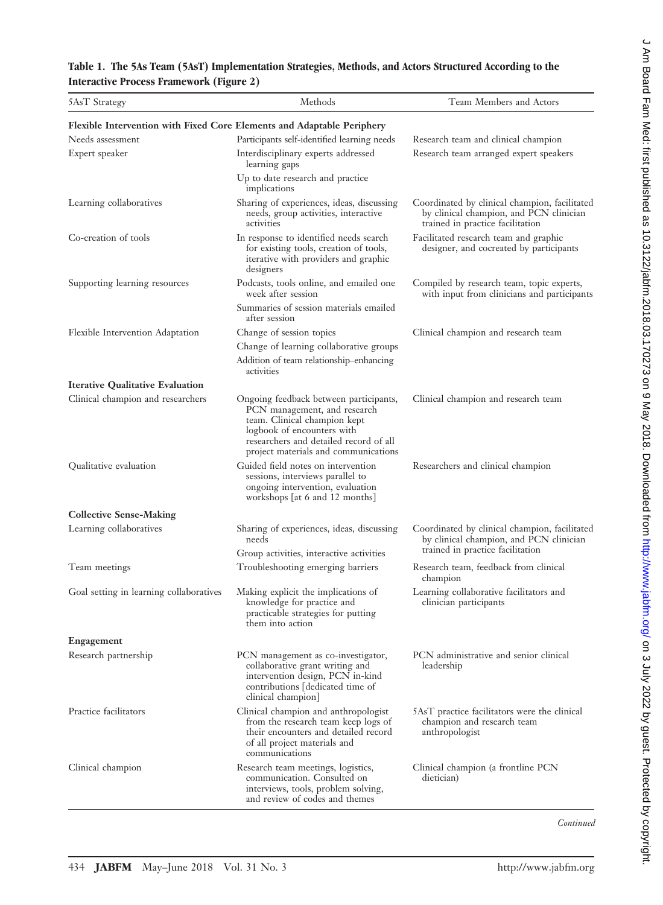**Table 1. The 5As Team (5AsT) Implementation Strategies, Methods, and Actors Structured According to the Interactive Process Framework (Figure 2)**

| 5AsT Strategy | Methods | Team Members and Actors |
|---|---|---|
| **Flexible Intervention with Fixed Core Elements and Adaptable Periphery** | | |
| Needs assessment | Participants self-identified learning needs | Research team and clinical champion |
| Expert speaker | Interdisciplinary experts addressed learning gaps<br>Up to date research and practice implications | Research team arranged expert speakers |
| Learning collaboratives | Sharing of experiences, ideas, discussing needs, group activities, interactive activities | Coordinated by clinical champion, facilitated by clinical champion, and PCN clinician trained in practice facilitation |
| Co-creation of tools | In response to identified needs search for existing tools, creation of tools, iterative with providers and graphic designers | Facilitated research team and graphic designer, and cocreated by participants |
| Supporting learning resources | Podcasts, tools online, and emailed one week after session<br>Summaries of session materials emailed after session | Compiled by research team, topic experts, with input from clinicians and participants |
| Flexible Intervention Adaptation | Change of session topics<br>Change of learning collaborative groups<br>Addition of team relationship–enhancing activities | Clinical champion and research team |
| **Iterative Qualitative Evaluation** | | |
| Clinical champion and researchers | Ongoing feedback between participants, PCN management, and research team. Clinical champion kept logbook of encounters with researchers and detailed record of all project materials and communications | Clinical champion and research team |
| Qualitative evaluation | Guided field notes on intervention sessions, interviews parallel to ongoing intervention, evaluation workshops [at 6 and 12 months] | Researchers and clinical champion |
| **Collective Sense-Making** | | |
| Learning collaboratives | Sharing of experiences, ideas, discussing needs<br>Group activities, interactive activities | Coordinated by clinical champion, facilitated by clinical champion, and PCN clinician trained in practice facilitation |
| Team meetings | Troubleshooting emerging barriers | Research team, feedback from clinical champion |
| Goal setting in learning collaboratives | Making explicit the implications of knowledge for practice and practicable strategies for putting them into action | Learning collaborative facilitators and clinician participants |
| **Engagement** | | |
| Research partnership | PCN management as co-investigator, collaborative grant writing and intervention design, PCN in-kind contributions [dedicated time of clinical champion] | PCN administrative and senior clinical leadership |
| Practice facilitators | Clinical champion and anthropologist from the research team keep logs of their encounters and detailed record of all project materials and communications | 5AsT practice facilitators were the clinical champion and research team anthropologist |
| Clinical champion | Research team meetings, logistics, communication. Consulted on interviews, tools, problem solving, and review of codes and themes | Clinical champion (a frontline PCN dietician) |

*Continued*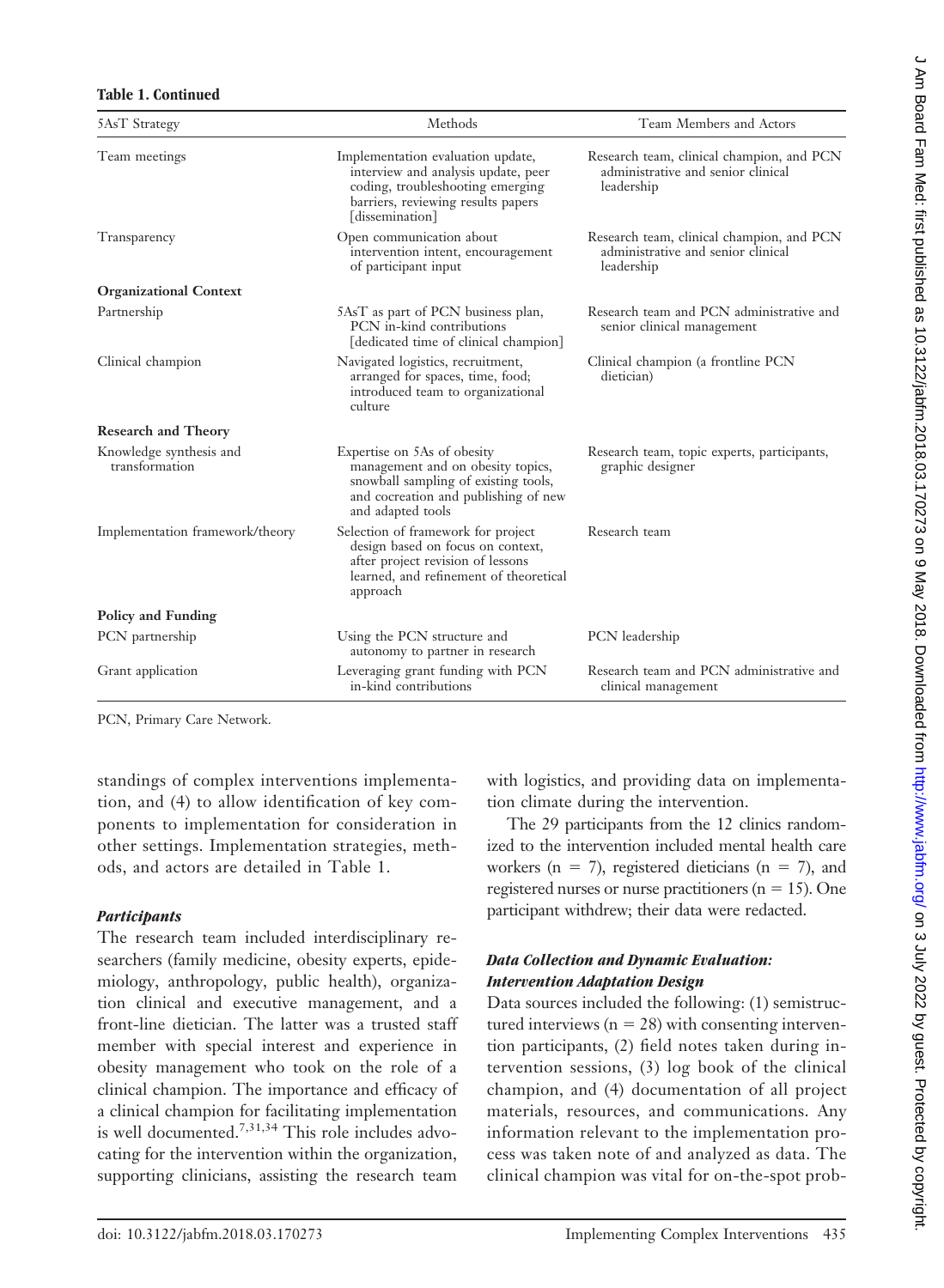**Table 1. Continued**

| 5AsT Strategy | Methods | Team Members and Actors |
|---|---|---|
| Team meetings | Implementation evaluation update, interview and analysis update, peer coding, troubleshooting emerging barriers, reviewing results papers [dissemination] | Research team, clinical champion, and PCN administrative and senior clinical leadership |
| Transparency | Open communication about intervention intent, encouragement of participant input | Research team, clinical champion, and PCN administrative and senior clinical leadership |
| **Organizational Context** | | |
| Partnership | 5AsT as part of PCN business plan, PCN in-kind contributions [dedicated time of clinical champion] | Research team and PCN administrative and senior clinical management |
| Clinical champion | Navigated logistics, recruitment, arranged for spaces, time, food; introduced team to organizational culture | Clinical champion (a frontline PCN dietician) |
| **Research and Theory** | | |
| Knowledge synthesis and transformation | Expertise on 5As of obesity management and on obesity topics, snowball sampling of existing tools, and cocreation and publishing of new and adapted tools | Research team, topic experts, participants, graphic designer |
| Implementation framework/theory | Selection of framework for project design based on focus on context, after project revision of lessons learned, and refinement of theoretical approach | Research team |
| **Policy and Funding** | | |
| PCN partnership | Using the PCN structure and autonomy to partner in research | PCN leadership |
| Grant application | Leveraging grant funding with PCN in-kind contributions | Research team and PCN administrative and clinical management |

PCN, Primary Care Network.

standings of complex interventions implementation, and (4) to allow identification of key components to implementation for consideration in other settings. Implementation strategies, methods, and actors are detailed in Table 1.

### *Participants*

The research team included interdisciplinary researchers (family medicine, obesity experts, epidemiology, anthropology, public health), organization clinical and executive management, and a front-line dietician. The latter was a trusted staff member with special interest and experience in obesity management who took on the role of a clinical champion. The importance and efficacy of a clinical champion for facilitating implementation is well documented.[7,31,34] This role includes advocating for the intervention within the organization, supporting clinicians, assisting the research team with logistics, and providing data on implementation climate during the intervention.

The 29 participants from the 12 clinics randomized to the intervention included mental health care workers ($n = 7$), registered dieticians ($n = 7$), and registered nurses or nurse practitioners ($n = 15$). One participant withdrew; their data were redacted.

### *Data Collection and Dynamic Evaluation: Intervention Adaptation Design*

Data sources included the following: (1) semistructured interviews ($n = 28$) with consenting intervention participants, (2) field notes taken during intervention sessions, (3) log book of the clinical champion, and (4) documentation of all project materials, resources, and communications. Any information relevant to the implementation process was taken note of and analyzed as data. The clinical champion was vital for on-the-spot prob-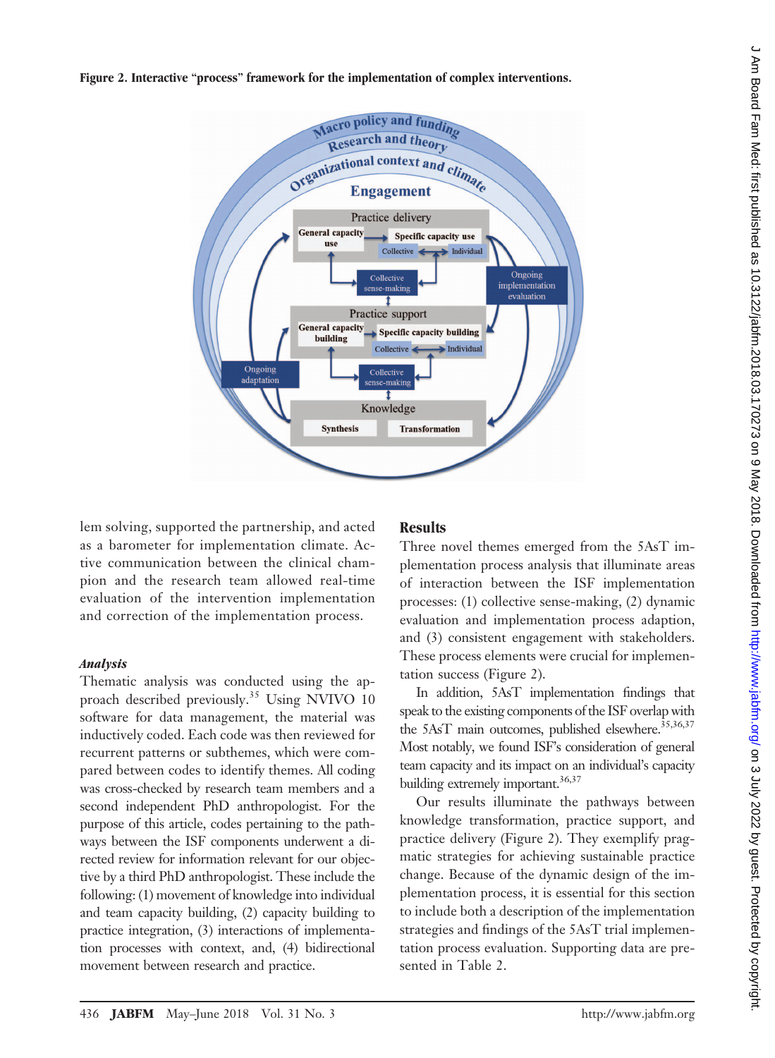**Figure 2. Interactive "process" framework for the implementation of complex interventions.**

lem solving, supported the partnership, and acted as a barometer for implementation climate. Active communication between the clinical champion and the research team allowed real-time evaluation of the intervention implementation and correction of the implementation process.

### *Analysis*

Thematic analysis was conducted using the approach described previously.[35] Using NVIVO 10 software for data management, the material was inductively coded. Each code was then reviewed for recurrent patterns or subthemes, which were compared between codes to identify themes. All coding was cross-checked by research team members and a second independent PhD anthropologist. For the purpose of this article, codes pertaining to the pathways between the ISF components underwent a directed review for information relevant for our objective by a third PhD anthropologist. These include the following: (1) movement of knowledge into individual and team capacity building, (2) capacity building to practice integration, (3) interactions of implementation processes with context, and, (4) bidirectional movement between research and practice.

## Results

Three novel themes emerged from the 5AsT implementation process analysis that illuminate areas of interaction between the ISF implementation processes: (1) collective sense-making, (2) dynamic evaluation and implementation process adaption, and (3) consistent engagement with stakeholders. These process elements were crucial for implementation success (Figure 2).

In addition, 5AsT implementation findings that speak to the existing components of the ISF overlap with the 5AsT main outcomes, published elsewhere.[35,36,37] Most notably, we found ISF's consideration of general team capacity and its impact on an individual's capacity building extremely important.[36,37]

Our results illuminate the pathways between knowledge transformation, practice support, and practice delivery (Figure 2). They exemplify pragmatic strategies for achieving sustainable practice change. Because of the dynamic design of the implementation process, it is essential for this section to include both a description of the implementation strategies and findings of the 5AsT trial implementation process evaluation. Supporting data are presented in Table 2.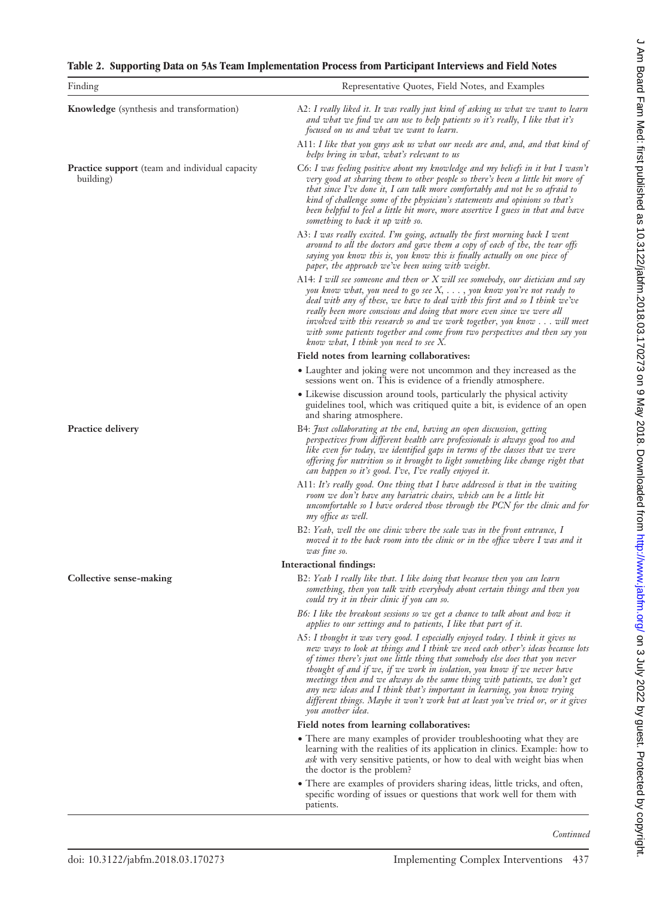**Table 2. Supporting Data on 5As Team Implementation Process from Participant Interviews and Field Notes**

| Finding | Representative Quotes, Field Notes, and Examples |
|---|---|
| **Knowledge** (synthesis and transformation) | A2: *I really liked it. It was really just kind of asking us what we want to learn and what we find we can use to help patients so it's really, I like that it's focused on us and what we want to learn.* |
| | A11: *I like that you guys ask us what our needs are and, and, and that kind of helps bring in what, what's relevant to us* |
| **Practice support** (team and individual capacity building) | C6: *I was feeling positive about my knowledge and my beliefs in it but I wasn't very good at sharing them to other people so there's been a little bit more of that since I've done it, I can talk more comfortably and not be so afraid to kind of challenge some of the physician's statements and opinions so that's been helpful to feel a little bit more, more assertive I guess in that and have something to back it up with so.* |
| | A3: *I was really excited. I'm going, actually the first morning back I went around to all the doctors and gave them a copy of each of the, the tear offs saying you know this is, you know this is finally actually on one piece of paper, the approach we've been using with weight.* |
| | A14: *I will see someone and then or X will see somebody, our dietician and say you know what, you need to go see X, . . . , you know you're not ready to deal with any of these, we have to deal with this first and so I think we've really been more conscious and doing that more even since we were all involved with this research so and we work together, you know . . . will meet with some patients together and come from two perspectives and then say you know what, I think you need to see X.* |
| | **Field notes from learning collaboratives:** |
| | • Laughter and joking were not uncommon and they increased as the sessions went on. This is evidence of a friendly atmosphere. |
| | • Likewise discussion around tools, particularly the physical activity guidelines tool, which was critiqued quite a bit, is evidence of an open and sharing atmosphere. |
| **Practice delivery** | B4: *Just collaborating at the end, having an open discussion, getting perspectives from different health care professionals is always good too and like even for today, we identified gaps in terms of the classes that we were offering for nutrition so it brought to light something like change right that can happen so it's good. I've, I've really enjoyed it.* |
| | A11: *It's really good. One thing that I have addressed is that in the waiting room we don't have any bariatric chairs, which can be a little bit uncomfortable so I have ordered those through the PCN for the clinic and for my office as well.* |
| | B2: *Yeah, well the one clinic where the scale was in the front entrance, I moved it to the back room into the clinic or in the office where I was and it was fine so.* |
| **Interactional findings:** | |
| **Collective sense-making** | B2: *Yeah I really like that. I like doing that because then you can learn something, then you talk with everybody about certain things and then you could try it in their clinic if you can so.* |
| | B6: *I like the breakout sessions so we get a chance to talk about and how it applies to our settings and to patients, I like that part of it.* |
| | A5: *I thought it was very good. I especially enjoyed today. I think it gives us new ways to look at things and I think we need each other's ideas because lots of times there's just one little thing that somebody else does that you never thought of and if we, if we work in isolation, you know if we never have meetings then and we always do the same thing with patients, we don't get any new ideas and I think that's important in learning, you know trying different things. Maybe it won't work but at least you've tried or, or it gives you another idea.* |
| | **Field notes from learning collaboratives:** |
| | • There are many examples of provider troubleshooting what they are learning with the realities of its application in clinics. Example: how to *ask* with very sensitive patients, or how to deal with weight bias when the doctor is the problem? |
| | • There are examples of providers sharing ideas, little tricks, and often, specific wording of issues or questions that work well for them with patients. |

*Continued*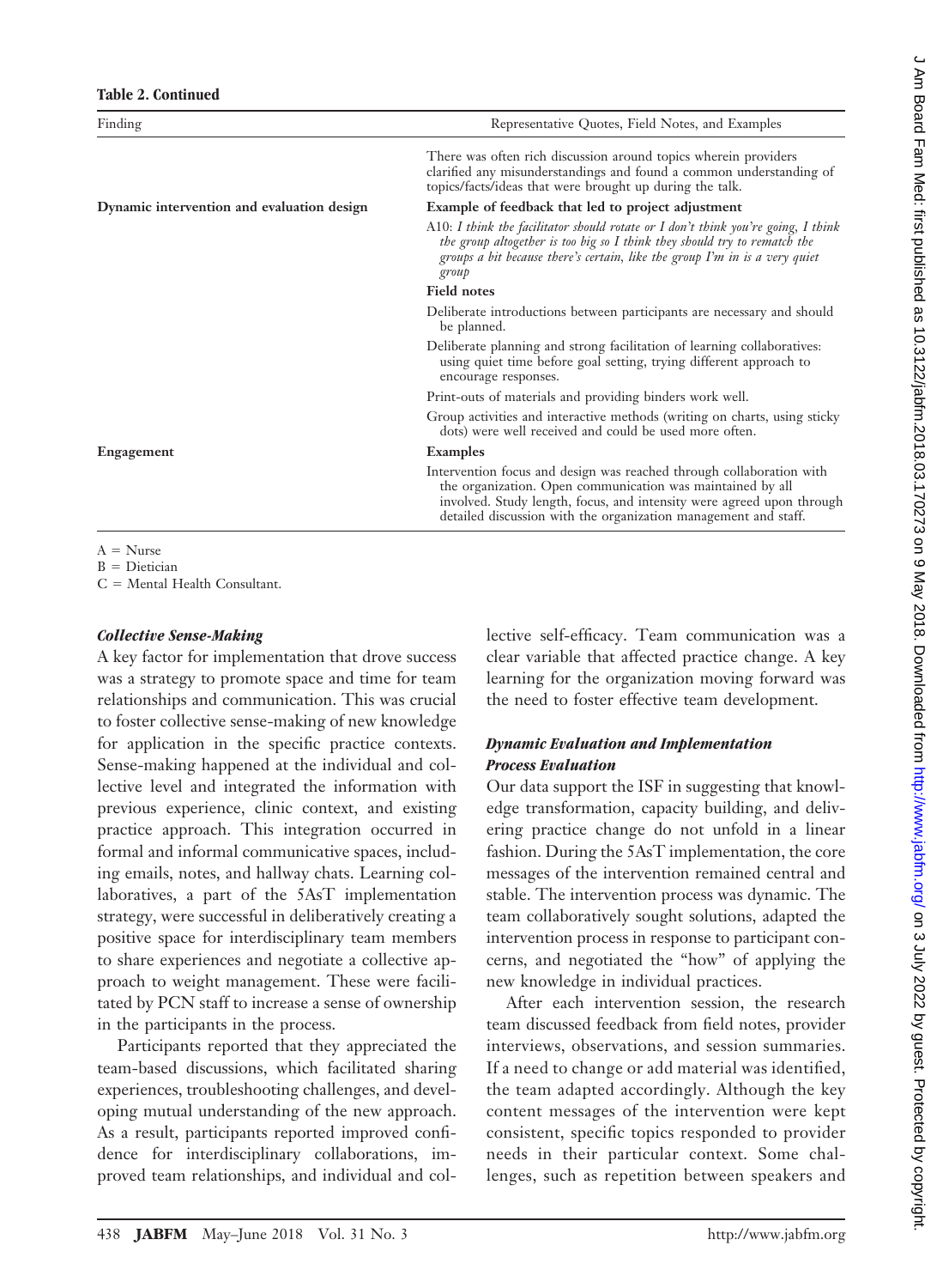**Table 2. Continued**

| Finding | Representative Quotes, Field Notes, and Examples |
|---|---|
| | There was often rich discussion around topics wherein providers clarified any misunderstandings and found a common understanding of topics/facts/ideas that were brought up during the talk. |
| **Dynamic intervention and evaluation design** | **Example of feedback that led to project adjustment** |
| | A10: *I think the facilitator should rotate or I don't think you're going, I think the group altogether is too big so I think they should try to rematch the groups a bit because there's certain, like the group I'm in is a very quiet group* |
| | **Field notes** |
| | Deliberate introductions between participants are necessary and should be planned. |
| | Deliberate planning and strong facilitation of learning collaboratives: using quiet time before goal setting, trying different approach to encourage responses. |
| | Print-outs of materials and providing binders work well. |
| | Group activities and interactive methods (writing on charts, using sticky dots) were well received and could be used more often. |
| **Engagement** | **Examples** |
| | Intervention focus and design was reached through collaboration with the organization. Open communication was maintained by all involved. Study length, focus, and intensity were agreed upon through detailed discussion with the organization management and staff. |

A = Nurse
B = Dietician
C = Mental Health Consultant.

### *Collective Sense-Making*

A key factor for implementation that drove success was a strategy to promote space and time for team relationships and communication. This was crucial to foster collective sense-making of new knowledge for application in the specific practice contexts. Sense-making happened at the individual and collective level and integrated the information with previous experience, clinic context, and existing practice approach. This integration occurred in formal and informal communicative spaces, including emails, notes, and hallway chats. Learning collaboratives, a part of the 5AsT implementation strategy, were successful in deliberatively creating a positive space for interdisciplinary team members to share experiences and negotiate a collective approach to weight management. These were facilitated by PCN staff to increase a sense of ownership in the participants in the process.

Participants reported that they appreciated the team-based discussions, which facilitated sharing experiences, troubleshooting challenges, and developing mutual understanding of the new approach. As a result, participants reported improved confidence for interdisciplinary collaborations, improved team relationships, and individual and collective self-efficacy. Team communication was a clear variable that affected practice change. A key learning for the organization moving forward was the need to foster effective team development.

### *Dynamic Evaluation and Implementation Process Evaluation*

Our data support the ISF in suggesting that knowledge transformation, capacity building, and delivering practice change do not unfold in a linear fashion. During the 5AsT implementation, the core messages of the intervention remained central and stable. The intervention process was dynamic. The team collaboratively sought solutions, adapted the intervention process in response to participant concerns, and negotiated the "how" of applying the new knowledge in individual practices.

After each intervention session, the research team discussed feedback from field notes, provider interviews, observations, and session summaries. If a need to change or add material was identified, the team adapted accordingly. Although the key content messages of the intervention were kept consistent, specific topics responded to provider needs in their particular context. Some challenges, such as repetition between speakers and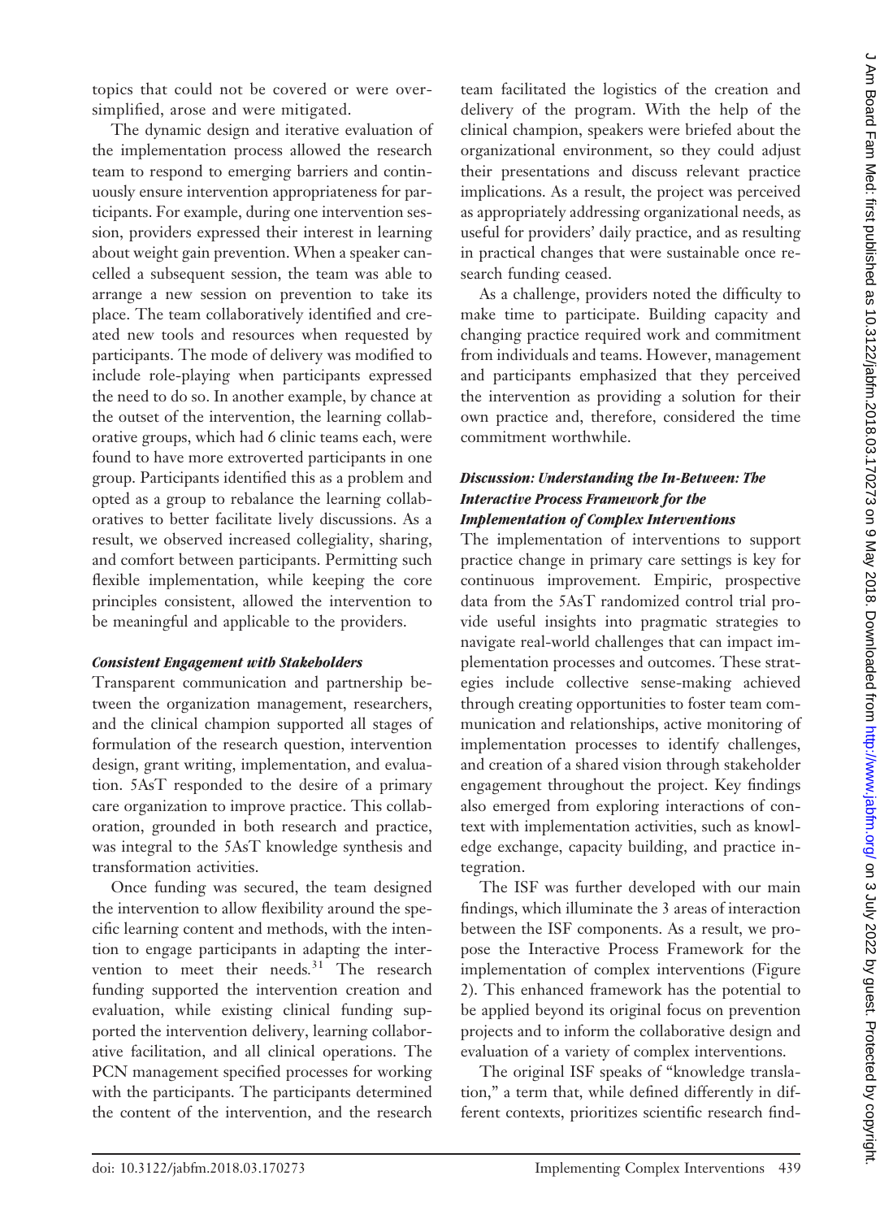topics that could not be covered or were oversimplified, arose and were mitigated.

The dynamic design and iterative evaluation of the implementation process allowed the research team to respond to emerging barriers and continuously ensure intervention appropriateness for participants. For example, during one intervention session, providers expressed their interest in learning about weight gain prevention. When a speaker cancelled a subsequent session, the team was able to arrange a new session on prevention to take its place. The team collaboratively identified and created new tools and resources when requested by participants. The mode of delivery was modified to include role-playing when participants expressed the need to do so. In another example, by chance at the outset of the intervention, the learning collaborative groups, which had 6 clinic teams each, were found to have more extroverted participants in one group. Participants identified this as a problem and opted as a group to rebalance the learning collaboratives to better facilitate lively discussions. As a result, we observed increased collegiality, sharing, and comfort between participants. Permitting such flexible implementation, while keeping the core principles consistent, allowed the intervention to be meaningful and applicable to the providers.

### *Consistent Engagement with Stakeholders*

Transparent communication and partnership between the organization management, researchers, and the clinical champion supported all stages of formulation of the research question, intervention design, grant writing, implementation, and evaluation. 5AsT responded to the desire of a primary care organization to improve practice. This collaboration, grounded in both research and practice, was integral to the 5AsT knowledge synthesis and transformation activities.

Once funding was secured, the team designed the intervention to allow flexibility around the specific learning content and methods, with the intention to engage participants in adapting the intervention to meet their needs.[31] The research funding supported the intervention creation and evaluation, while existing clinical funding supported the intervention delivery, learning collaborative facilitation, and all clinical operations. The PCN management specified processes for working with the participants. The participants determined the content of the intervention, and the research team facilitated the logistics of the creation and delivery of the program. With the help of the clinical champion, speakers were briefed about the organizational environment, so they could adjust their presentations and discuss relevant practice implications. As a result, the project was perceived as appropriately addressing organizational needs, as useful for providers' daily practice, and as resulting in practical changes that were sustainable once research funding ceased.

As a challenge, providers noted the difficulty to make time to participate. Building capacity and changing practice required work and commitment from individuals and teams. However, management and participants emphasized that they perceived the intervention as providing a solution for their own practice and, therefore, considered the time commitment worthwhile.

## *Discussion: Understanding the In-Between: The Interactive Process Framework for the Implementation of Complex Interventions*

The implementation of interventions to support practice change in primary care settings is key for continuous improvement. Empiric, prospective data from the 5AsT randomized control trial provide useful insights into pragmatic strategies to navigate real-world challenges that can impact implementation processes and outcomes. These strategies include collective sense-making achieved through creating opportunities to foster team communication and relationships, active monitoring of implementation processes to identify challenges, and creation of a shared vision through stakeholder engagement throughout the project. Key findings also emerged from exploring interactions of context with implementation activities, such as knowledge exchange, capacity building, and practice integration.

The ISF was further developed with our main findings, which illuminate the 3 areas of interaction between the ISF components. As a result, we propose the Interactive Process Framework for the implementation of complex interventions (Figure 2). This enhanced framework has the potential to be applied beyond its original focus on prevention projects and to inform the collaborative design and evaluation of a variety of complex interventions.

The original ISF speaks of "knowledge translation," a term that, while defined differently in different contexts, prioritizes scientific research find-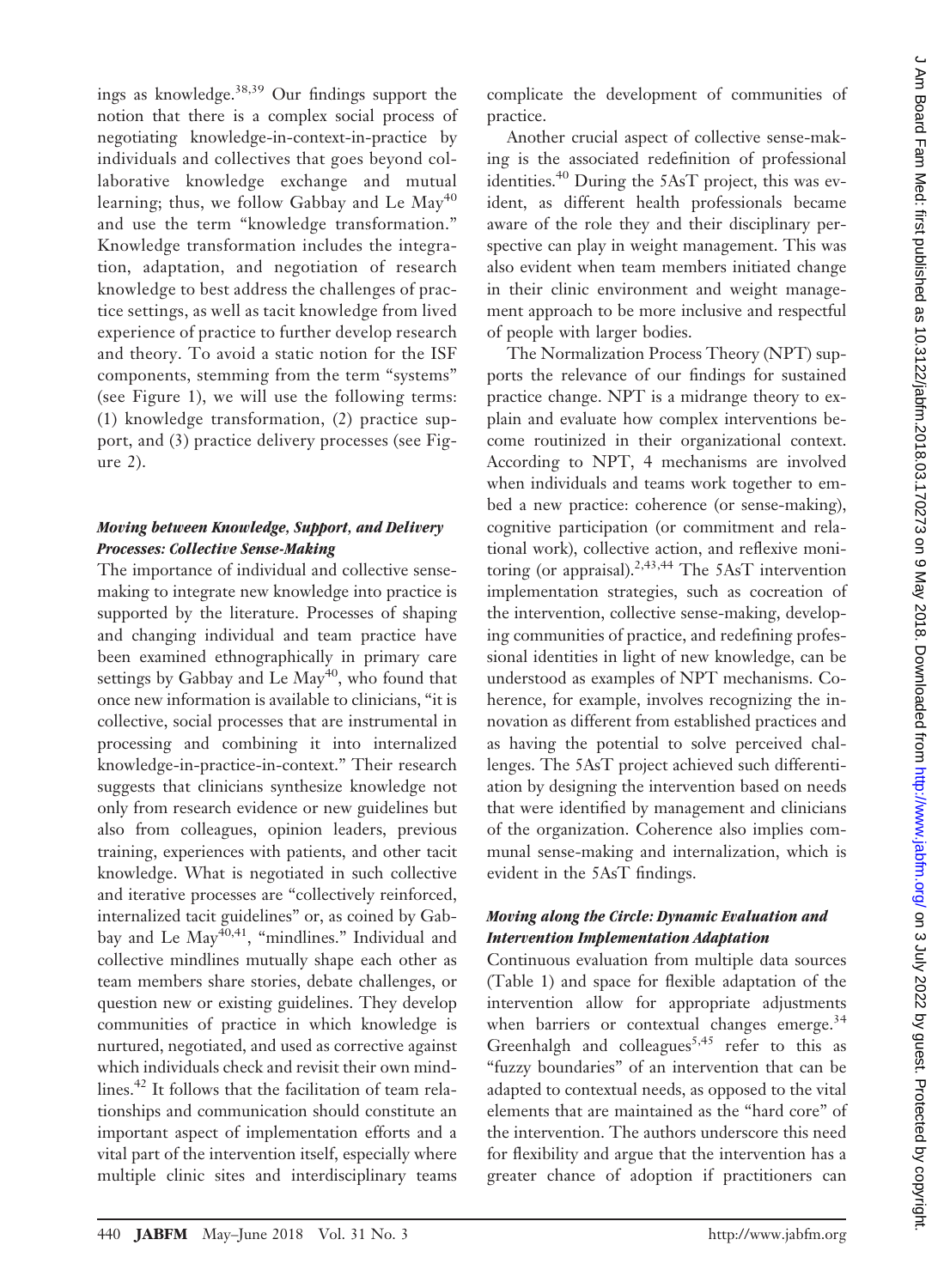ings as knowledge.[38,39] Our findings support the notion that there is a complex social process of negotiating knowledge-in-context-in-practice by individuals and collectives that goes beyond collaborative knowledge exchange and mutual learning; thus, we follow Gabbay and Le May[40] and use the term "knowledge transformation." Knowledge transformation includes the integration, adaptation, and negotiation of research knowledge to best address the challenges of practice settings, as well as tacit knowledge from lived experience of practice to further develop research and theory. To avoid a static notion for the ISF components, stemming from the term "systems" (see Figure 1), we will use the following terms: (1) knowledge transformation, (2) practice support, and (3) practice delivery processes (see Figure 2).

### *Moving between Knowledge, Support, and Delivery Processes: Collective Sense-Making*

The importance of individual and collective sense-making to integrate new knowledge into practice is supported by the literature. Processes of shaping and changing individual and team practice have been examined ethnographically in primary care settings by Gabbay and Le May[40], who found that once new information is available to clinicians, "it is collective, social processes that are instrumental in processing and combining it into internalized knowledge-in-practice-in-context." Their research suggests that clinicians synthesize knowledge not only from research evidence or new guidelines but also from colleagues, opinion leaders, previous training, experiences with patients, and other tacit knowledge. What is negotiated in such collective and iterative processes are "collectively reinforced, internalized tacit guidelines" or, as coined by Gabbay and Le May[40,41], "mindlines." Individual and collective mindlines mutually shape each other as team members share stories, debate challenges, or question new or existing guidelines. They develop communities of practice in which knowledge is nurtured, negotiated, and used as corrective against which individuals check and revisit their own mindlines.[42] It follows that the facilitation of team relationships and communication should constitute an important aspect of implementation efforts and a vital part of the intervention itself, especially where multiple clinic sites and interdisciplinary teams complicate the development of communities of practice.

Another crucial aspect of collective sense-making is the associated redefinition of professional identities.[40] During the 5AsT project, this was evident, as different health professionals became aware of the role they and their disciplinary perspective can play in weight management. This was also evident when team members initiated change in their clinic environment and weight management approach to be more inclusive and respectful of people with larger bodies.

The Normalization Process Theory (NPT) supports the relevance of our findings for sustained practice change. NPT is a midrange theory to explain and evaluate how complex interventions become routinized in their organizational context. According to NPT, 4 mechanisms are involved when individuals and teams work together to embed a new practice: coherence (or sense-making), cognitive participation (or commitment and relational work), collective action, and reflexive monitoring (or appraisal).[2,43,44] The 5AsT intervention implementation strategies, such as cocreation of the intervention, collective sense-making, developing communities of practice, and redefining professional identities in light of new knowledge, can be understood as examples of NPT mechanisms. Coherence, for example, involves recognizing the innovation as different from established practices and as having the potential to solve perceived challenges. The 5AsT project achieved such differentiation by designing the intervention based on needs that were identified by management and clinicians of the organization. Coherence also implies communal sense-making and internalization, which is evident in the 5AsT findings.

### *Moving along the Circle: Dynamic Evaluation and Intervention Implementation Adaptation*

Continuous evaluation from multiple data sources (Table 1) and space for flexible adaptation of the intervention allow for appropriate adjustments when barriers or contextual changes emerge.[34] Greenhalgh and colleagues[5,45] refer to this as "fuzzy boundaries" of an intervention that can be adapted to contextual needs, as opposed to the vital elements that are maintained as the "hard core" of the intervention. The authors underscore this need for flexibility and argue that the intervention has a greater chance of adoption if practitioners can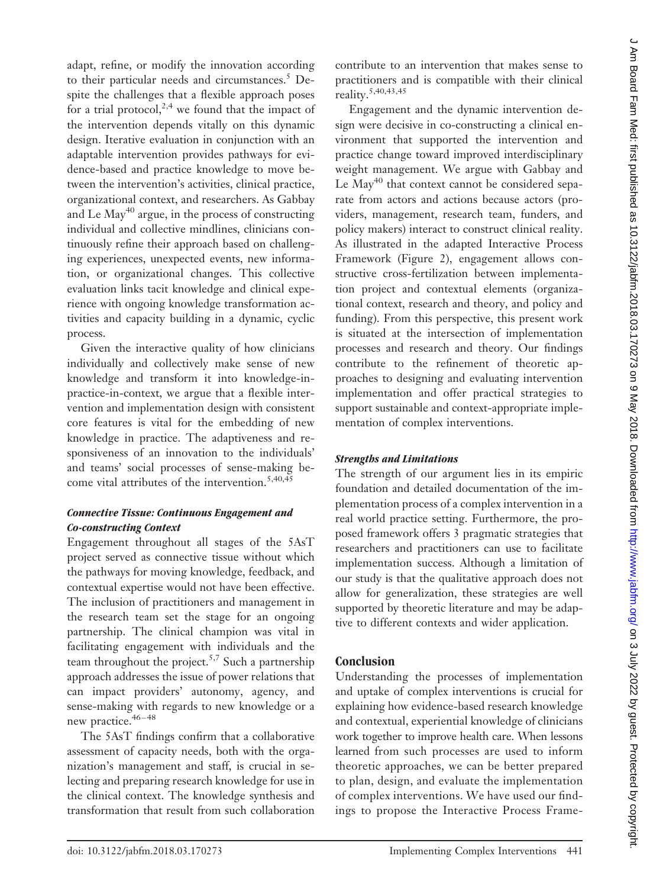adapt, refine, or modify the innovation according to their particular needs and circumstances.[5] Despite the challenges that a flexible approach poses for a trial protocol,[2,4] we found that the impact of the intervention depends vitally on this dynamic design. Iterative evaluation in conjunction with an adaptable intervention provides pathways for evidence-based and practice knowledge to move between the intervention's activities, clinical practice, organizational context, and researchers. As Gabbay and Le May[40] argue, in the process of constructing individual and collective mindlines, clinicians continuously refine their approach based on challenging experiences, unexpected events, new information, or organizational changes. This collective evaluation links tacit knowledge and clinical experience with ongoing knowledge transformation activities and capacity building in a dynamic, cyclic process.

Given the interactive quality of how clinicians individually and collectively make sense of new knowledge and transform it into knowledge-in-practice-in-context, we argue that a flexible intervention and implementation design with consistent core features is vital for the embedding of new knowledge in practice. The adaptiveness and responsiveness of an innovation to the individuals' and teams' social processes of sense-making become vital attributes of the intervention.[5,40,45]

### *Connective Tissue: Continuous Engagement and Co-constructing Context*

Engagement throughout all stages of the 5AsT project served as connective tissue without which the pathways for moving knowledge, feedback, and contextual expertise would not have been effective. The inclusion of practitioners and management in the research team set the stage for an ongoing partnership. The clinical champion was vital in facilitating engagement with individuals and the team throughout the project.[5,7] Such a partnership approach addresses the issue of power relations that can impact providers' autonomy, agency, and sense-making with regards to new knowledge or a new practice.[46–48]

The 5AsT findings confirm that a collaborative assessment of capacity needs, both with the organization's management and staff, is crucial in selecting and preparing research knowledge for use in the clinical context. The knowledge synthesis and transformation that result from such collaboration contribute to an intervention that makes sense to practitioners and is compatible with their clinical reality.[5,40,43,45]

Engagement and the dynamic intervention design were decisive in co-constructing a clinical environment that supported the intervention and practice change toward improved interdisciplinary weight management. We argue with Gabbay and Le May[40] that context cannot be considered separate from actors and actions because actors (providers, management, research team, funders, and policy makers) interact to construct clinical reality. As illustrated in the adapted Interactive Process Framework (Figure 2), engagement allows constructive cross-fertilization between implementation project and contextual elements (organizational context, research and theory, and policy and funding). From this perspective, this present work is situated at the intersection of implementation processes and research and theory. Our findings contribute to the refinement of theoretic approaches to designing and evaluating intervention implementation and offer practical strategies to support sustainable and context-appropriate implementation of complex interventions.

### *Strengths and Limitations*

The strength of our argument lies in its empiric foundation and detailed documentation of the implementation process of a complex intervention in a real world practice setting. Furthermore, the proposed framework offers 3 pragmatic strategies that researchers and practitioners can use to facilitate implementation success. Although a limitation of our study is that the qualitative approach does not allow for generalization, these strategies are well supported by theoretic literature and may be adaptive to different contexts and wider application.

## Conclusion

Understanding the processes of implementation and uptake of complex interventions is crucial for explaining how evidence-based research knowledge and contextual, experiential knowledge of clinicians work together to improve health care. When lessons learned from such processes are used to inform theoretic approaches, we can be better prepared to plan, design, and evaluate the implementation of complex interventions. We have used our findings to propose the Interactive Process Frame-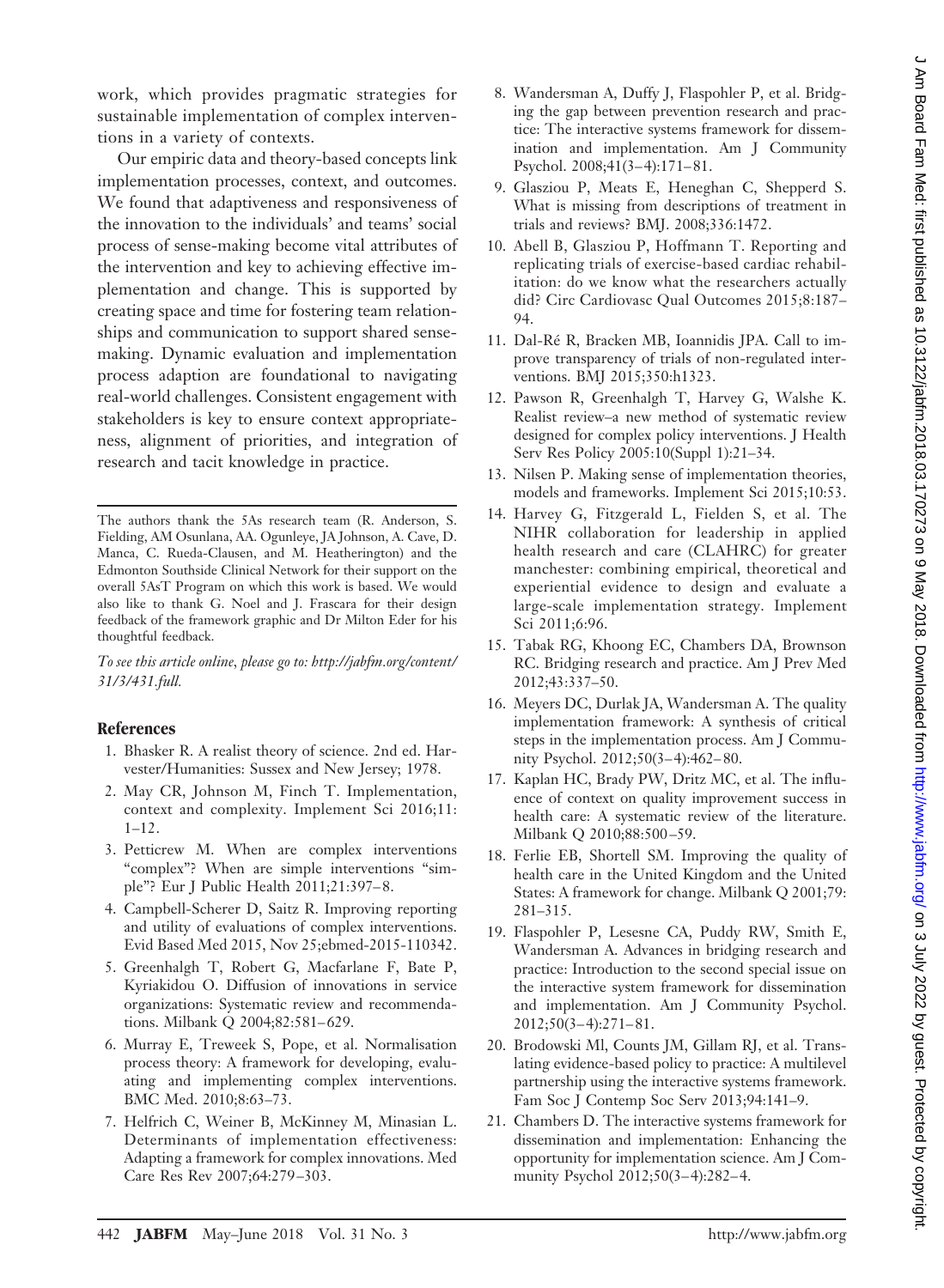work, which provides pragmatic strategies for sustainable implementation of complex interventions in a variety of contexts.

Our empiric data and theory-based concepts link implementation processes, context, and outcomes. We found that adaptiveness and responsiveness of the innovation to the individuals' and teams' social process of sense-making become vital attributes of the intervention and key to achieving effective implementation and change. This is supported by creating space and time for fostering team relationships and communication to support shared sense-making. Dynamic evaluation and implementation process adaption are foundational to navigating real-world challenges. Consistent engagement with stakeholders is key to ensure context appropriateness, alignment of priorities, and integration of research and tacit knowledge in practice.

---

The authors thank the 5As research team (R. Anderson, S. Fielding, AM Osunlana, AA. Ogunleye, JA Johnson, A. Cave, D. Manca, C. Rueda-Clausen, and M. Heatherington) and the Edmonton Southside Clinical Network for their support on the overall 5AsT Program on which this work is based. We would also like to thank G. Noel and J. Frascara for their design feedback of the framework graphic and Dr Milton Eder for his thoughtful feedback.

*To see this article online, please go to: http://jabfm.org/content/31/3/431.full.*

## References

1. Bhasker R. A realist theory of science. 2nd ed. Harvester/Humanities: Sussex and New Jersey; 1978.
2. May CR, Johnson M, Finch T. Implementation, context and complexity. Implement Sci 2016;11:1–12.
3. Petticrew M. When are complex interventions "complex"? When are simple interventions "simple"? Eur J Public Health 2011;21:397–8.
4. Campbell-Scherer D, Saitz R. Improving reporting and utility of evaluations of complex interventions. Evid Based Med 2015, Nov 25;ebmed-2015-110342.
5. Greenhalgh T, Robert G, Macfarlane F, Bate P, Kyriakidou O. Diffusion of innovations in service organizations: Systematic review and recommendations. Milbank Q 2004;82:581–629.
6. Murray E, Treweek S, Pope, et al. Normalisation process theory: A framework for developing, evaluating and implementing complex interventions. BMC Med. 2010;8:63–73.
7. Helfrich C, Weiner B, McKinney M, Minasian L. Determinants of implementation effectiveness: Adapting a framework for complex innovations. Med Care Res Rev 2007;64:279–303.
8. Wandersman A, Duffy J, Flaspohler P, et al. Bridging the gap between prevention research and practice: The interactive systems framework for dissemination and implementation. Am J Community Psychol. 2008;41(3–4):171–81.
9. Glasziou P, Meats E, Heneghan C, Shepperd S. What is missing from descriptions of treatment in trials and reviews? BMJ. 2008;336:1472.
10. Abell B, Glasziou P, Hoffmann T. Reporting and replicating trials of exercise-based cardiac rehabilitation: do we know what the researchers actually did? Circ Cardiovasc Qual Outcomes 2015;8:187–94.
11. Dal-Ré R, Bracken MB, Ioannidis JPA. Call to improve transparency of trials of non-regulated interventions. BMJ 2015;350:h1323.
12. Pawson R, Greenhalgh T, Harvey G, Walshe K. Realist review–a new method of systematic review designed for complex policy interventions. J Health Serv Res Policy 2005:10(Suppl 1):21–34.
13. Nilsen P. Making sense of implementation theories, models and frameworks. Implement Sci 2015;10:53.
14. Harvey G, Fitzgerald L, Fielden S, et al. The NIHR collaboration for leadership in applied health research and care (CLAHRC) for greater manchester: combining empirical, theoretical and experiential evidence to design and evaluate a large-scale implementation strategy. Implement Sci 2011;6:96.
15. Tabak RG, Khoong EC, Chambers DA, Brownson RC. Bridging research and practice. Am J Prev Med 2012;43:337–50.
16. Meyers DC, Durlak JA, Wandersman A. The quality implementation framework: A synthesis of critical steps in the implementation process. Am J Community Psychol. 2012;50(3–4):462–80.
17. Kaplan HC, Brady PW, Dritz MC, et al. The influence of context on quality improvement success in health care: A systematic review of the literature. Milbank Q 2010;88:500–59.
18. Ferlie EB, Shortell SM. Improving the quality of health care in the United Kingdom and the United States: A framework for change. Milbank Q 2001;79:281–315.
19. Flaspohler P, Lesesne CA, Puddy RW, Smith E, Wandersman A. Advances in bridging research and practice: Introduction to the second special issue on the interactive system framework for dissemination and implementation. Am J Community Psychol. 2012;50(3–4):271–81.
20. Brodowski Ml, Counts JM, Gillam RJ, et al. Translating evidence-based policy to practice: A multilevel partnership using the interactive systems framework. Fam Soc J Contemp Soc Serv 2013;94:141–9.
21. Chambers D. The interactive systems framework for dissemination and implementation: Enhancing the opportunity for implementation science. Am J Community Psychol 2012;50(3–4):282–4.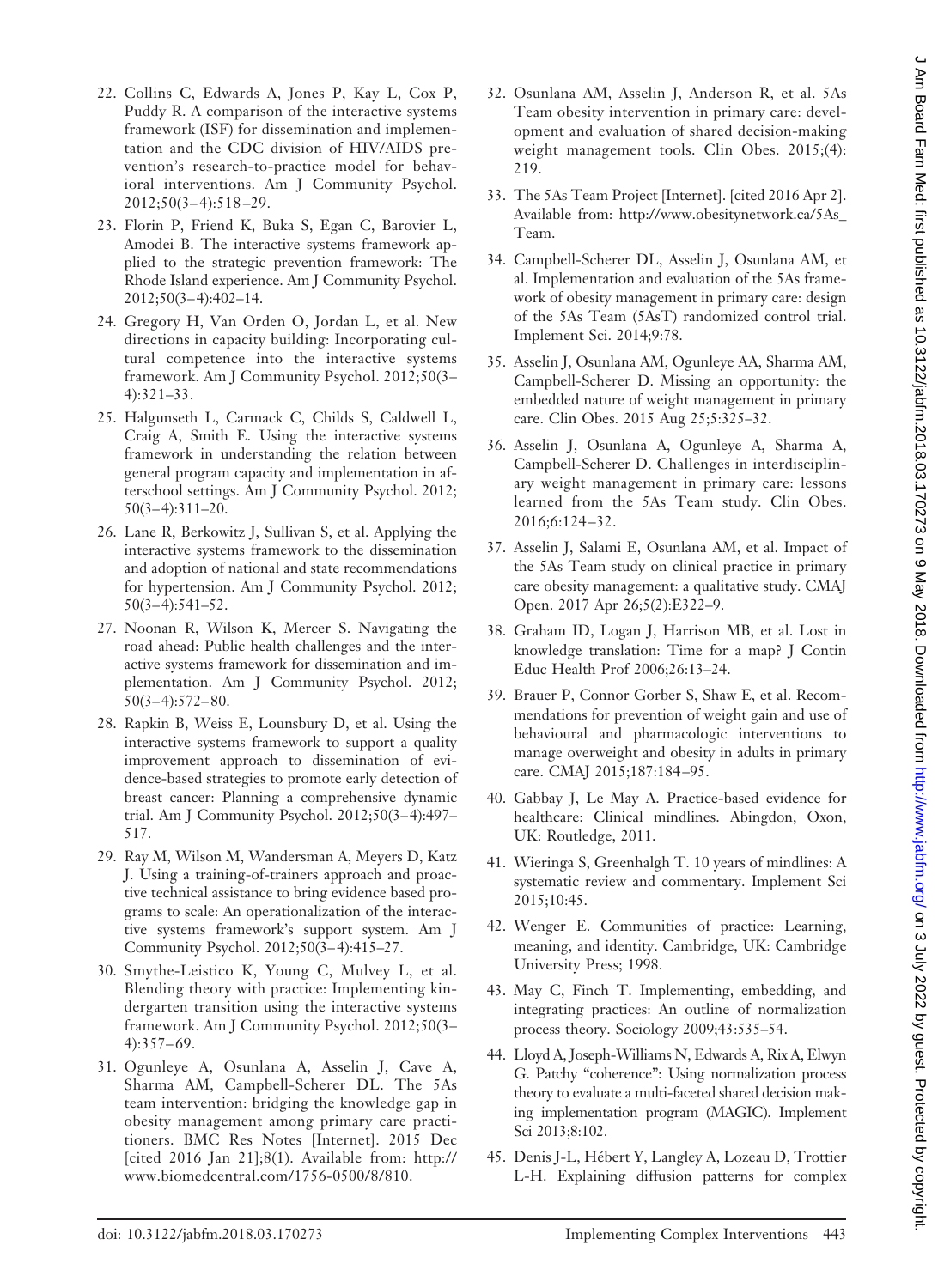22. Collins C, Edwards A, Jones P, Kay L, Cox P, Puddy R. A comparison of the interactive systems framework (ISF) for dissemination and implementation and the CDC division of HIV/AIDS prevention's research-to-practice model for behavioral interventions. Am J Community Psychol. 2012;50(3–4):518–29.

23. Florin P, Friend K, Buka S, Egan C, Barovier L, Amodei B. The interactive systems framework applied to the strategic prevention framework: The Rhode Island experience. Am J Community Psychol. 2012;50(3–4):402–14.

24. Gregory H, Van Orden O, Jordan L, et al. New directions in capacity building: Incorporating cultural competence into the interactive systems framework. Am J Community Psychol. 2012;50(3–4):321–33.

25. Halgunseth L, Carmack C, Childs S, Caldwell L, Craig A, Smith E. Using the interactive systems framework in understanding the relation between general program capacity and implementation in afterschool settings. Am J Community Psychol. 2012; 50(3–4):311–20.

26. Lane R, Berkowitz J, Sullivan S, et al. Applying the interactive systems framework to the dissemination and adoption of national and state recommendations for hypertension. Am J Community Psychol. 2012; 50(3–4):541–52.

27. Noonan R, Wilson K, Mercer S. Navigating the road ahead: Public health challenges and the interactive systems framework for dissemination and implementation. Am J Community Psychol. 2012; 50(3–4):572–80.

28. Rapkin B, Weiss E, Lounsbury D, et al. Using the interactive systems framework to support a quality improvement approach to dissemination of evidence-based strategies to promote early detection of breast cancer: Planning a comprehensive dynamic trial. Am J Community Psychol. 2012;50(3–4):497–517.

29. Ray M, Wilson M, Wandersman A, Meyers D, Katz J. Using a training-of-trainers approach and proactive technical assistance to bring evidence based programs to scale: An operationalization of the interactive systems framework's support system. Am J Community Psychol. 2012;50(3–4):415–27.

30. Smythe-Leistico K, Young C, Mulvey L, et al. Blending theory with practice: Implementing kindergarten transition using the interactive systems framework. Am J Community Psychol. 2012;50(3–4):357–69.

31. Ogunleye A, Osunlana A, Asselin J, Cave A, Sharma AM, Campbell-Scherer DL. The 5As team intervention: bridging the knowledge gap in obesity management among primary care practitioners. BMC Res Notes [Internet]. 2015 Dec [cited 2016 Jan 21];8(1). Available from: http://www.biomedcentral.com/1756-0500/8/810.

32. Osunlana AM, Asselin J, Anderson R, et al. 5As Team obesity intervention in primary care: development and evaluation of shared decision-making weight management tools. Clin Obes. 2015;(4): 219.

33. The 5As Team Project [Internet]. [cited 2016 Apr 2]. Available from: http://www.obesitynetwork.ca/5As_Team.

34. Campbell-Scherer DL, Asselin J, Osunlana AM, et al. Implementation and evaluation of the 5As framework of obesity management in primary care: design of the 5As Team (5AsT) randomized control trial. Implement Sci. 2014;9:78.

35. Asselin J, Osunlana AM, Ogunleye AA, Sharma AM, Campbell-Scherer D. Missing an opportunity: the embedded nature of weight management in primary care. Clin Obes. 2015 Aug 25;5:325–32.

36. Asselin J, Osunlana A, Ogunleye A, Sharma A, Campbell-Scherer D. Challenges in interdisciplinary weight management in primary care: lessons learned from the 5As Team study. Clin Obes. 2016;6:124–32.

37. Asselin J, Salami E, Osunlana AM, et al. Impact of the 5As Team study on clinical practice in primary care obesity management: a qualitative study. CMAJ Open. 2017 Apr 26;5(2):E322–9.

38. Graham ID, Logan J, Harrison MB, et al. Lost in knowledge translation: Time for a map? J Contin Educ Health Prof 2006;26:13–24.

39. Brauer P, Connor Gorber S, Shaw E, et al. Recommendations for prevention of weight gain and use of behavioural and pharmacologic interventions to manage overweight and obesity in adults in primary care. CMAJ 2015;187:184–95.

40. Gabbay J, Le May A. Practice-based evidence for healthcare: Clinical mindlines. Abingdon, Oxon, UK: Routledge, 2011.

41. Wieringa S, Greenhalgh T. 10 years of mindlines: A systematic review and commentary. Implement Sci 2015;10:45.

42. Wenger E. Communities of practice: Learning, meaning, and identity. Cambridge, UK: Cambridge University Press; 1998.

43. May C, Finch T. Implementing, embedding, and integrating practices: An outline of normalization process theory. Sociology 2009;43:535–54.

44. Lloyd A, Joseph-Williams N, Edwards A, Rix A, Elwyn G. Patchy "coherence": Using normalization process theory to evaluate a multi-faceted shared decision making implementation program (MAGIC). Implement Sci 2013;8:102.

45. Denis J-L, Hébert Y, Langley A, Lozeau D, Trottier L-H. Explaining diffusion patterns for complex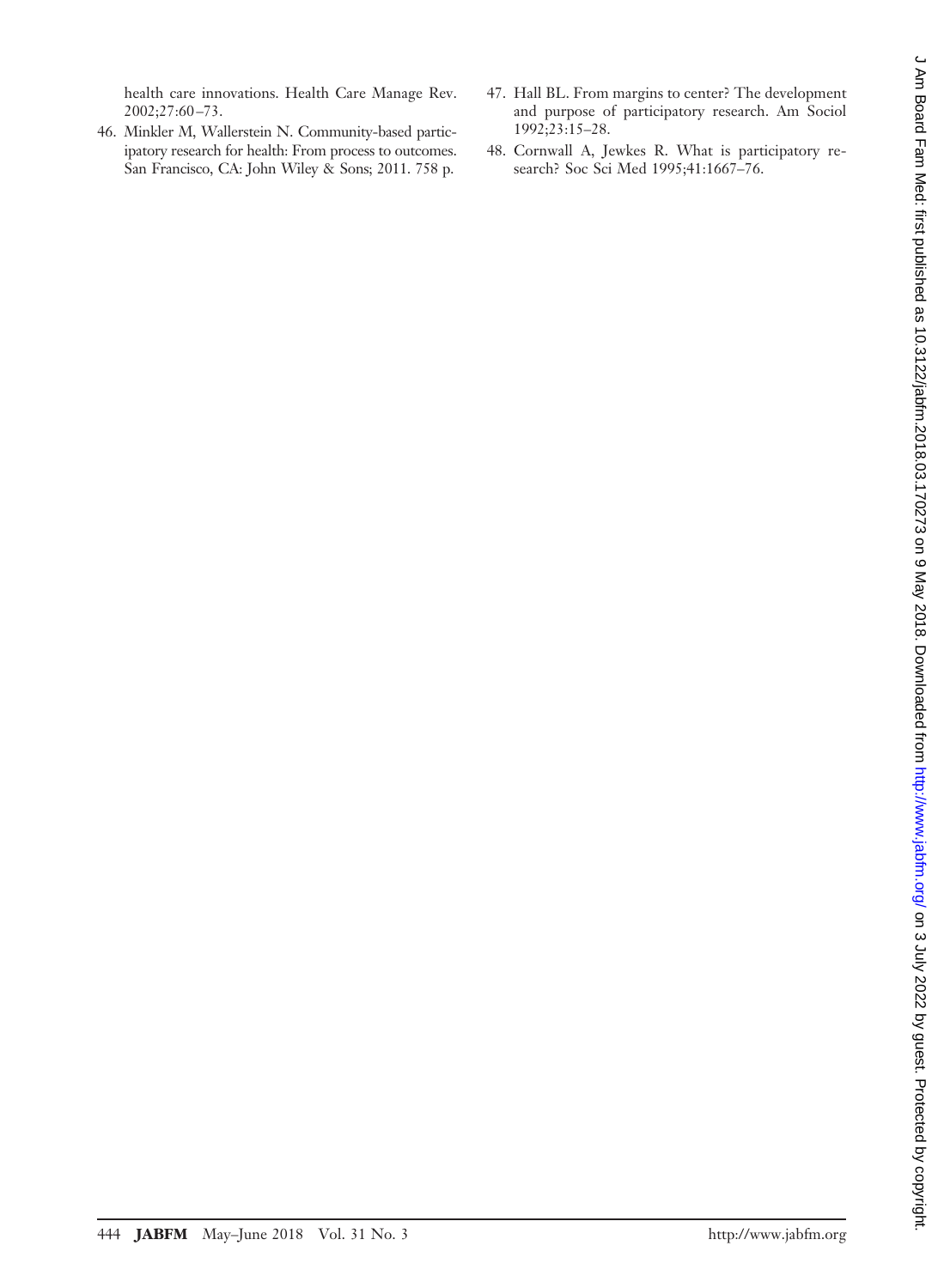health care innovations. Health Care Manage Rev. 2002;27:60–73.

46. Minkler M, Wallerstein N. Community-based participatory research for health: From process to outcomes. San Francisco, CA: John Wiley & Sons; 2011. 758 p.

47. Hall BL. From margins to center? The development and purpose of participatory research. Am Sociol 1992;23:15–28.

48. Cornwall A, Jewkes R. What is participatory research? Soc Sci Med 1995;41:1667–76.